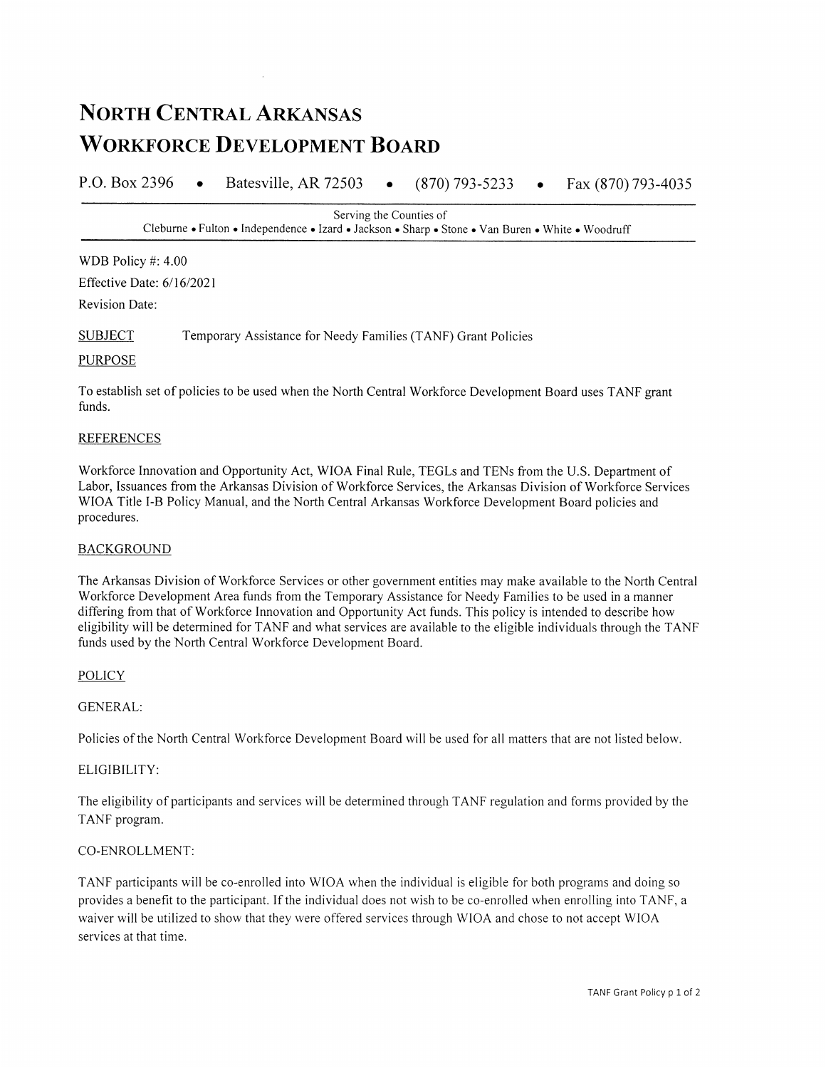# North Central Arkansas Workforce Development Board

P.O. Box 2396 • Batesville, AR 72503 • (870) 793-5233 • Fax (870) 793-4035

Serving the Counties of
Cleburne • Fulton • Independence • Izard • Jackson • Sharp • Stone • Van Buren • White • Woodruff

WDB Policy #: 4.00

Effective Date: 6/16/2021

Revision Date:

SUBJECT Temporary Assistance for Needy Families (TANF) Grant Policies

## PURPOSE

To establish set of policies to be used when the North Central Workforce Development Board uses TANF grant funds.

## REFERENCES

Workforce Innovation and Opportunity Act, WIOA Final Rule, TEGLs and TENs from the U.S. Department of Labor, Issuances from the Arkansas Division of Workforce Services, the Arkansas Division of Workforce Services WIOA Title I-B Policy Manual, and the North Central Arkansas Workforce Development Board policies and procedures.

## BACKGROUND

The Arkansas Division of Workforce Services or other government entities may make available to the North Central Workforce Development Area funds from the Temporary Assistance for Needy Families to be used in a manner differing from that of Workforce Innovation and Opportunity Act funds. This policy is intended to describe how eligibility will be determined for TANF and what services are available to the eligible individuals through the TANF funds used by the North Central Workforce Development Board.

## POLICY

### GENERAL:

Policies of the North Central Workforce Development Board will be used for all matters that are not listed below.

### ELIGIBILITY:

The eligibility of participants and services will be determined through TANF regulation and forms provided by the TANF program.

### CO-ENROLLMENT:

TANF participants will be co-enrolled into WIOA when the individual is eligible for both programs and doing so provides a benefit to the participant. If the individual does not wish to be co-enrolled when enrolling into TANF, a waiver will be utilized to show that they were offered services through WIOA and chose to not accept WIOA services at that time.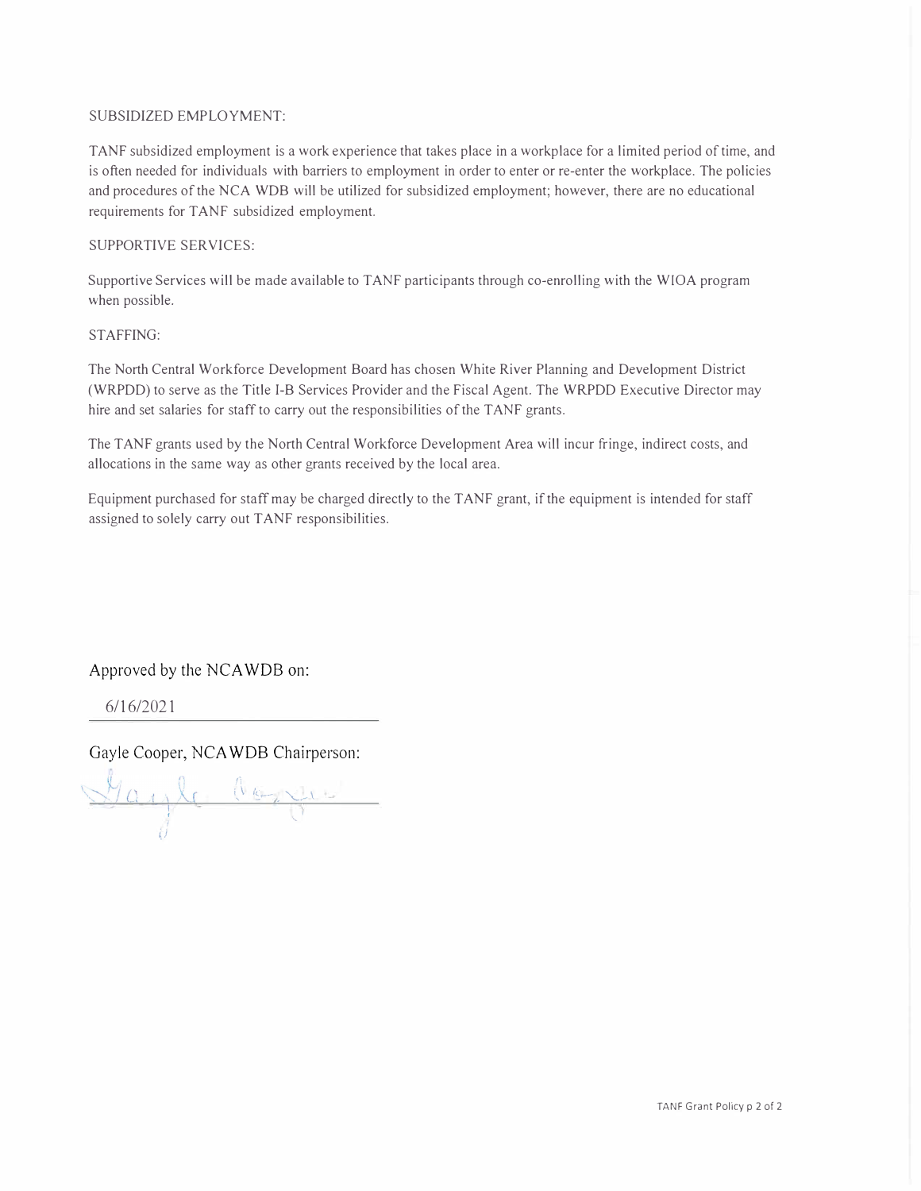SUBSIDIZED EMPLOYMENT:

TANF subsidized employment is a work experience that takes place in a workplace for a limited period of time, and is often needed for individuals with barriers to employment in order to enter or re-enter the workplace. The policies and procedures of the NCA WDB will be utilized for subsidized employment; however, there are no educational requirements for TANF subsidized employment.

SUPPORTIVE SERVICES:

Supportive Services will be made available to TANF participants through co-enrolling with the WIOA program when possible.

STAFFING:

The North Central Workforce Development Board has chosen White River Planning and Development District (WRPDD) to serve as the Title I-B Services Provider and the Fiscal Agent. The WRPDD Executive Director may hire and set salaries for staff to carry out the responsibilities of the TANF grants.

The TANF grants used by the North Central Workforce Development Area will incur fringe, indirect costs, and allocations in the same way as other grants received by the local area.

Equipment purchased for staff may be charged directly to the TANF grant, if the equipment is intended for staff assigned to solely carry out TANF responsibilities.

Approved by the NCAWDB on:

6/16/2021

Gayle Cooper, NCAWDB Chairperson:

Gayle Cooper